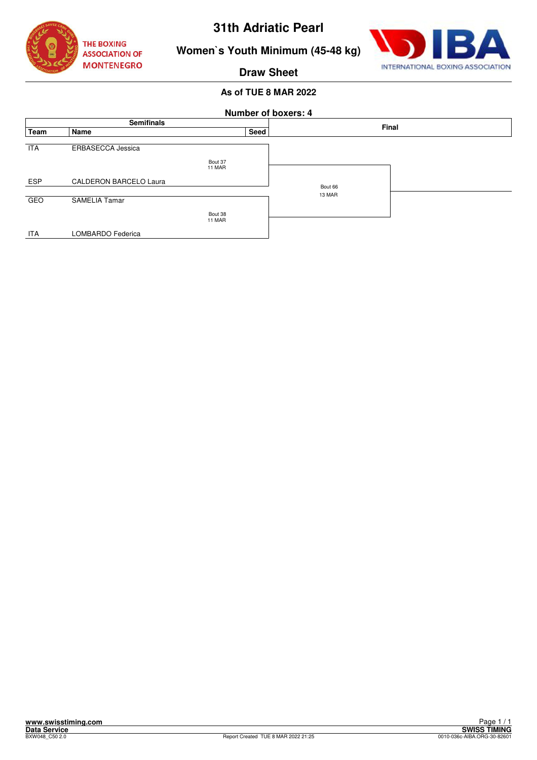# 31th Adriatic Pearl

## Women`s Youth Minimum (45-48 kg)

### Draw Sheet

**As of TUE 8 MAR 2022**

**Number of boxers: 4**

| Semifinals | | | | Final |
|---|---|---|---|---|
| **Team** | **Name** | **Seed** | | |
| ITA | ERBASECCA Jessica | | Bout 37 11 MAR | Bout 66 13 MAR |
| ESP | CALDERON BARCELO Laura | | | |
| GEO | SAMELIA Tamar | | Bout 38 11 MAR | |
| ITA | LOMBARDO Federica | | | |

www.swisstiming.com
Data Service
BXW048_C50 2.0

Report Created TUE 8 MAR 2022 21:25

SWISS TIMING
0010-036c-AIBA.ORG-30-82601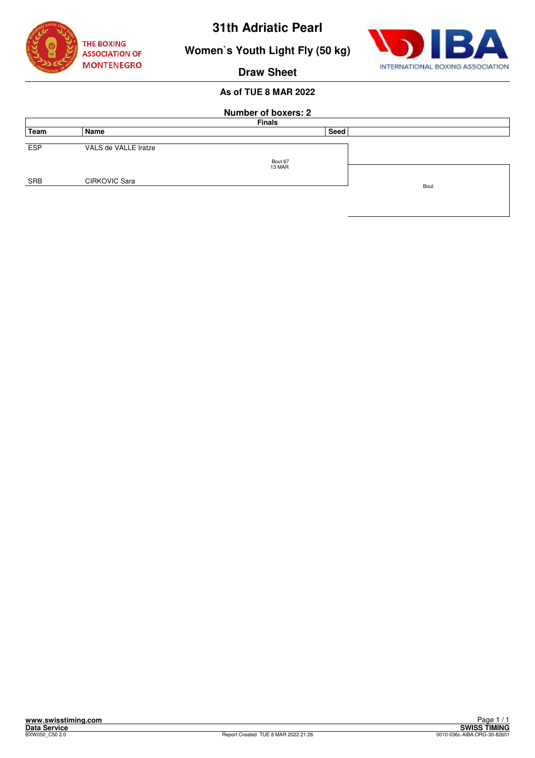# 31th Adriatic Pearl

## Women`s Youth Light Fly (50 kg)

## Draw Sheet

### As of TUE 8 MAR 2022

**Number of boxers: 2**

| Team | Name | Seed | Finals |
|---|---|---|---|
| ESP | VALS de VALLE Iratze | | |
| | | Bout 67<br>13 MAR | |
| SRB | CIRKOVIC Sara | | Bout |

www.swisstiming.com
Data Service
BXW050_C50 2.0

Report Created TUE 8 MAR 2022 21:26

SWISS TIMING
0010-036c-AIBA.ORG-30-82601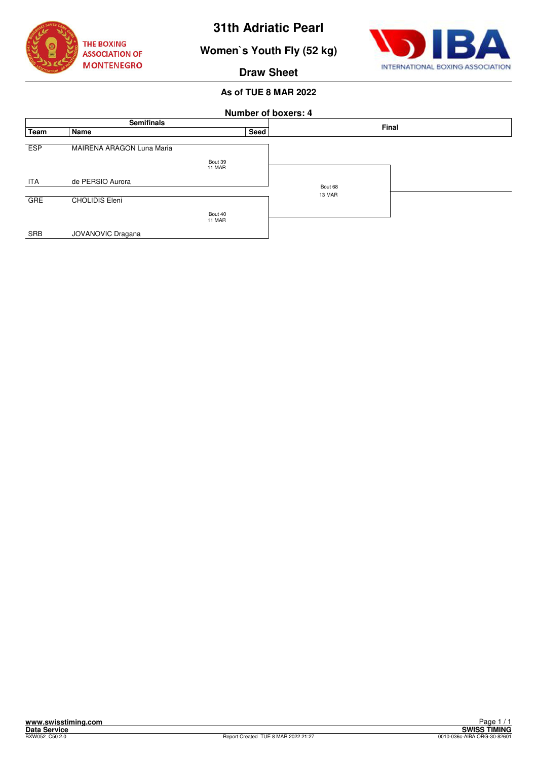# 31th Adriatic Pearl

## Women`s Youth Fly (52 kg)

### Draw Sheet

**As of TUE 8 MAR 2022**

**Number of boxers: 4**

| Semifinals | | | | Final |
|---|---|---|---|---|
| **Team** | **Name** | | **Seed** | |
| ESP | MAIRENA ARAGON Luna Maria | | | |
| | | Bout 39<br>11 MAR | | |
| ITA | de PERSIO Aurora | | | Bout 68<br>13 MAR |
| GRE | CHOLIDIS Eleni | | | |
| | | Bout 40<br>11 MAR | | |
| SRB | JOVANOVIC Dragana | | | |

www.swisstiming.com
Data Service
BXW052_C50 2.0

Report Created TUE 8 MAR 2022 21:27

SWISS TIMING
0010-036c-AIBA.ORG-30-82601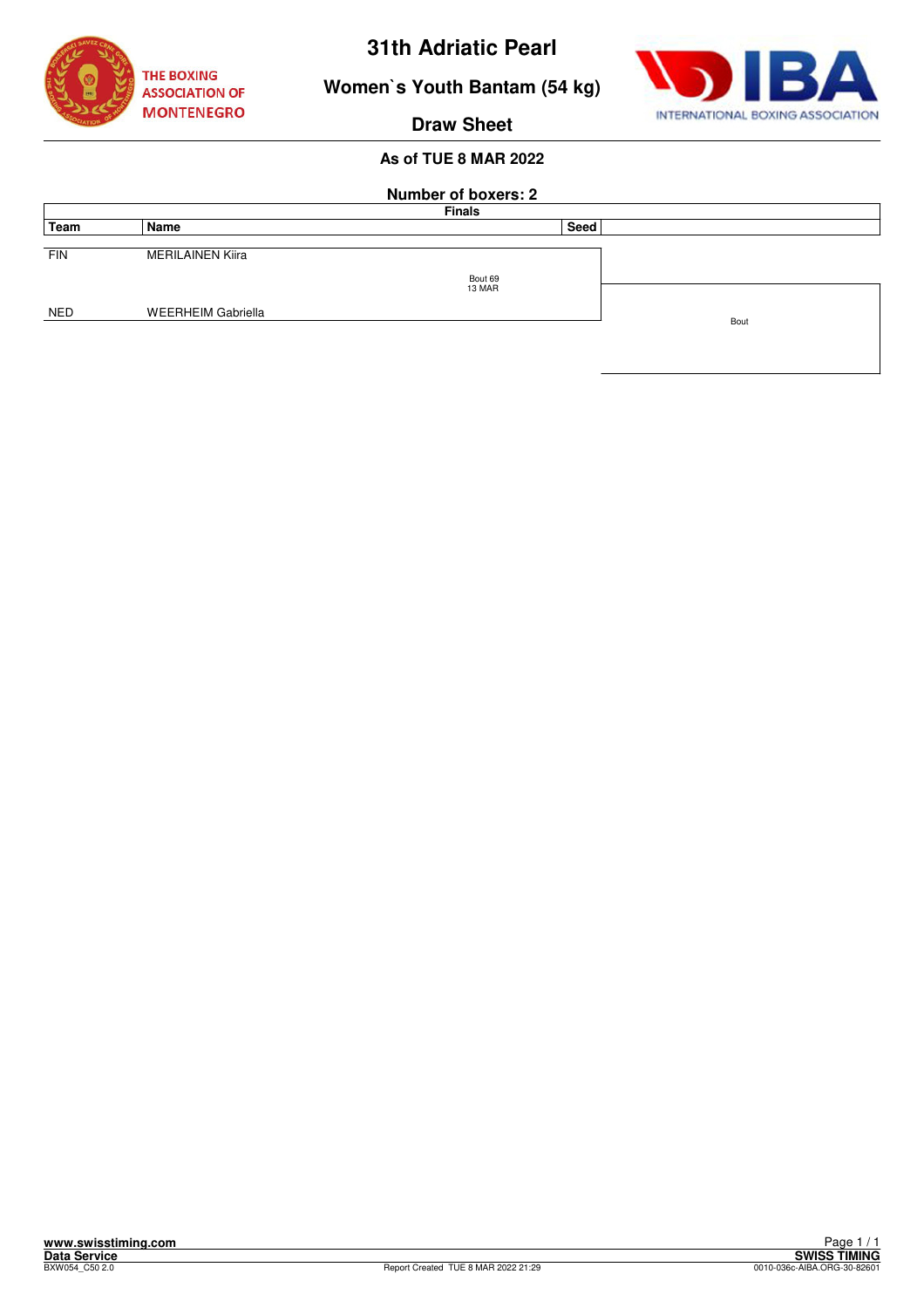# 31th Adriatic Pearl

## Women`s Youth Bantam (54 kg)

## Draw Sheet

### As of TUE 8 MAR 2022

**Number of boxers: 2**

| Team | Name | Seed | Finals |
|---|---|---|---|
| FIN | MERILAINEN Kiira | | Bout 69 13 MAR |
| NED | WEERHEIM Gabriella | | |

Bout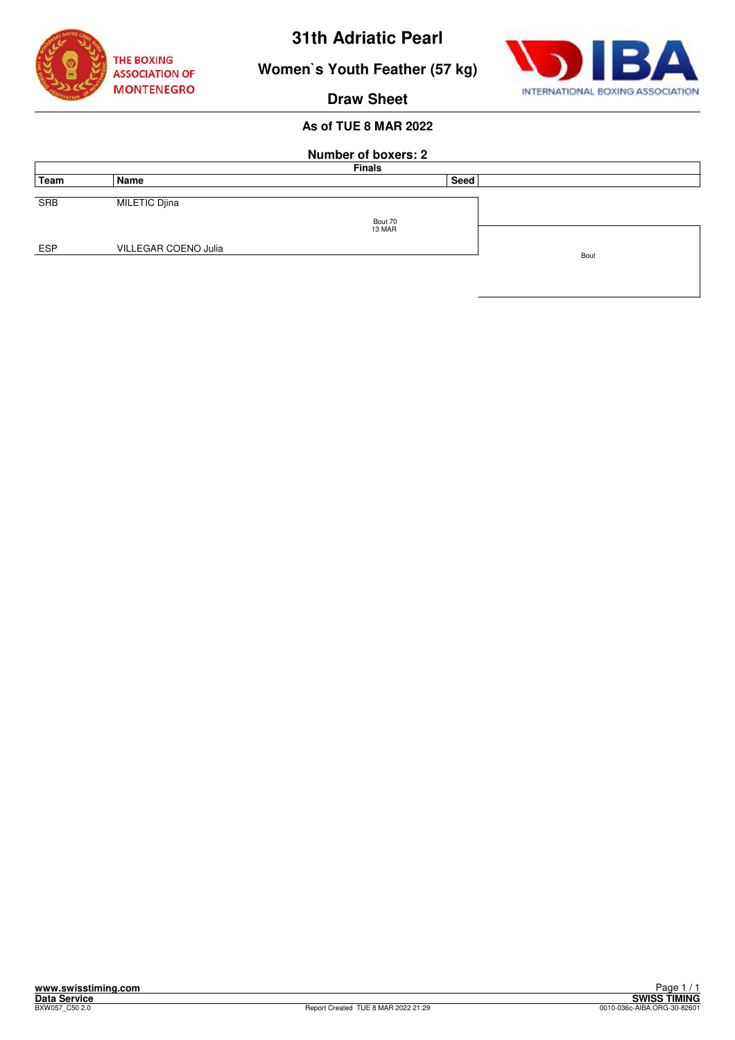# 31th Adriatic Pearl

## Women`s Youth Feather (57 kg)

### Draw Sheet

**As of TUE 8 MAR 2022**

**Number of boxers: 2**

| Team | Name | Seed | Finals |
|---|---|---|---|
| SRB | MILETIC Djina | | |
| | Bout 70<br>13 MAR | | Bout |
| ESP | VILLEGAR COENO Julia | | |

www.swisstiming.com
Data Service
BXW057_C50 2.0

Report Created TUE 8 MAR 2022 21:29

SWISS TIMING
0010-036c-AIBA.ORG-30-82601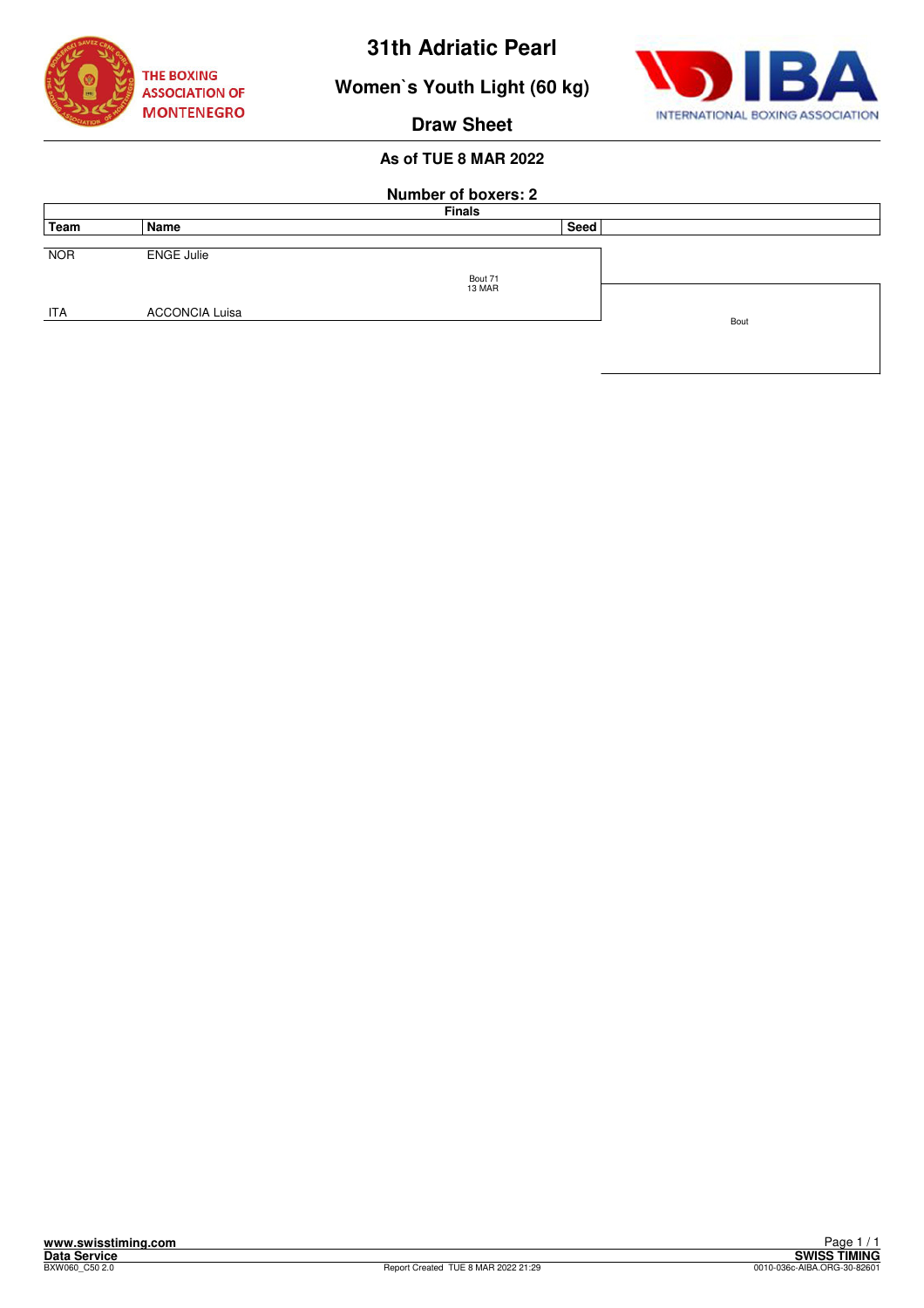# 31th Adriatic Pearl

## Women`s Youth Light (60 kg)

## Draw Sheet

**As of TUE 8 MAR 2022**

**Number of boxers: 2**

| Team | Name | Seed | Finals |
|---|---|---|---|
| NOR | ENGE Julie | | Bout 71 13 MAR |
| ITA | ACCONCIA Luisa | | |
| | | | Bout |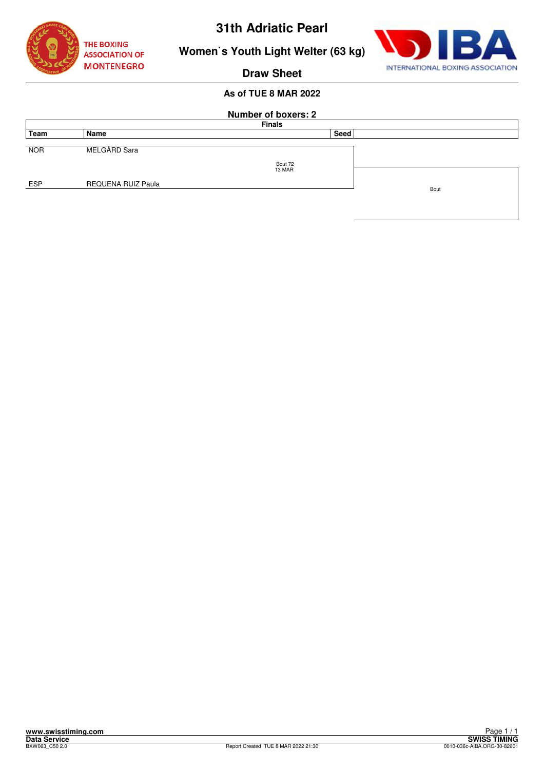# 31th Adriatic Pearl

## Women`s Youth Light Welter (63 kg)

### Draw Sheet

**As of TUE 8 MAR 2022**

**Number of boxers: 2**

**Finals**

| Team | Name | Seed | |
|---|---|---|---|
| NOR | MELGÅRD Sara | | |
| | | Bout 72 13 MAR | |
| ESP | REQUENA RUIZ Paula | | Bout |

www.swisstiming.com
Data Service
BXW063_C50 2.0

Report Created TUE 8 MAR 2022 21:30

SWISS TIMING
0010-036c-AIBA.ORG-30-82601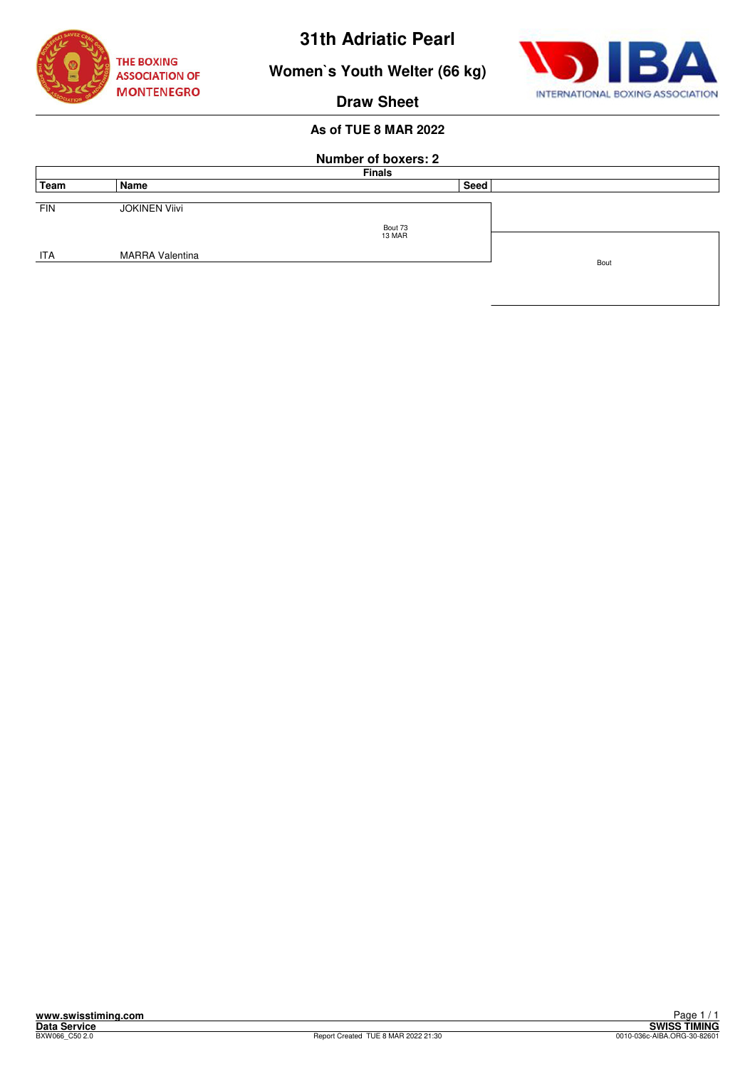# 31th Adriatic Pearl

## Women`s Youth Welter (66 kg)

## Draw Sheet

### As of TUE 8 MAR 2022

**Number of boxers: 2**

| Team | Name | Seed | Finals |
|---|---|---|---|
| FIN | JOKINEN Viivi | | Bout 73<br>13 MAR |
| ITA | MARRA Valentina | | |
| | | | Bout |

www.swisstiming.com
Data Service
BXW066_C50 2.0

Report Created TUE 8 MAR 2022 21:30

SWISS TIMING
0010-036c-AIBA.ORG-30-82601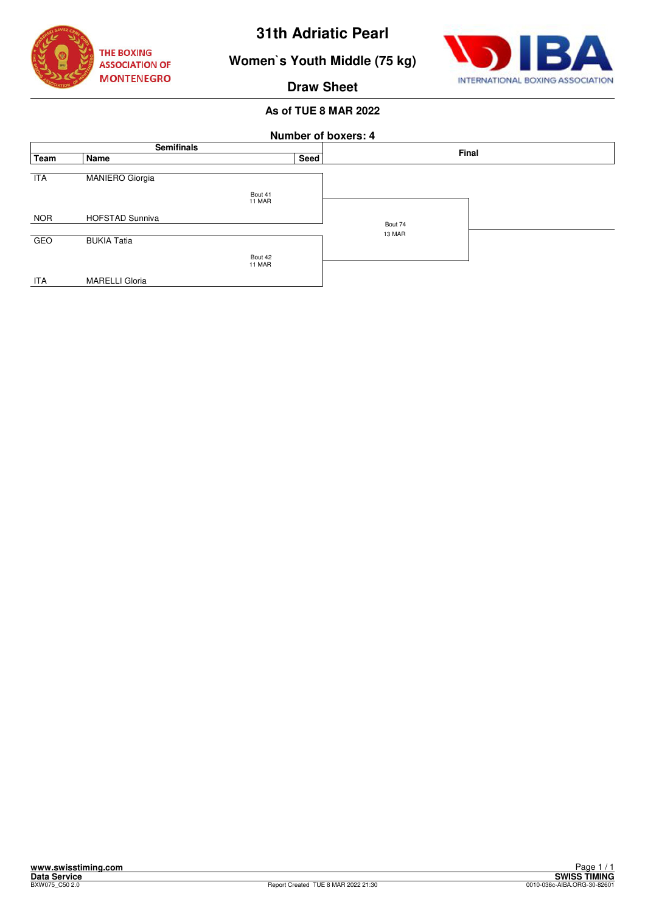# 31th Adriatic Pearl

## Women`s Youth Middle (75 kg)

### Draw Sheet

**As of TUE 8 MAR 2022**

**Number of boxers: 4**

| Team | Name | Seed | Semifinals | Final |
|---|---|---|---|---|
| ITA | MANIERO Giorgia | | Bout 41 11 MAR | Bout 74 13 MAR |
| NOR | HOFSTAD Sunniva | | | |
| GEO | BUKIA Tatia | | Bout 42 11 MAR | |
| ITA | MARELLI Gloria | | | |

**www.swisstiming.com**
**Data Service**
BXW075_C50 2.0

Report Created TUE 8 MAR 2022 21:30

**SWISS TIMING**
0010-036c-AIBA.ORG-30-82601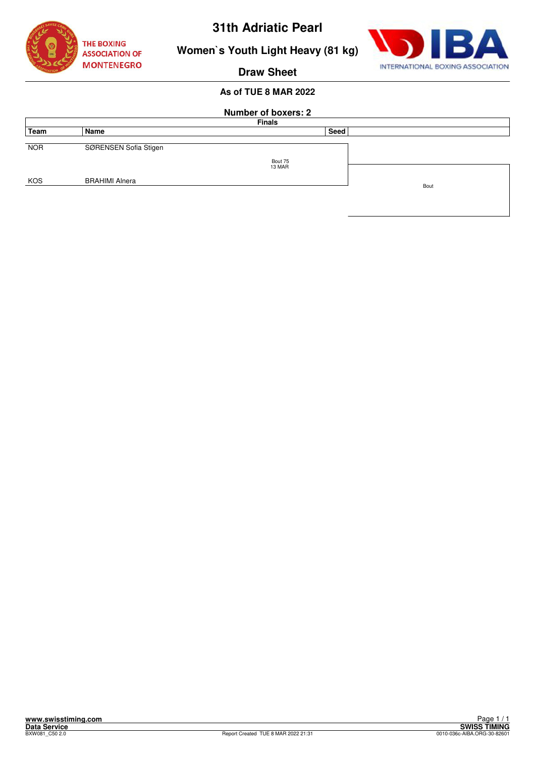# 31th Adriatic Pearl

THE BOXING ASSOCIATION OF MONTENEGRO

INTERNATIONAL BOXING ASSOCIATION

## Women`s Youth Light Heavy (81 kg)

## Draw Sheet

### As of TUE 8 MAR 2022

**Number of boxers: 2**

**Finals**

| Team | Name | Seed | |
|---|---|---|---|
| NOR | SØRENSEN Sofia Stigen | | |
| | Bout 75<br>13 MAR | | Bout |
| KOS | BRAHIMI Alnera | | |

www.swisstiming.com
Data Service
BXW081_C50 2.0

Report Created TUE 8 MAR 2022 21:31

SWISS TIMING
0010-036c-AIBA.ORG-30-82601